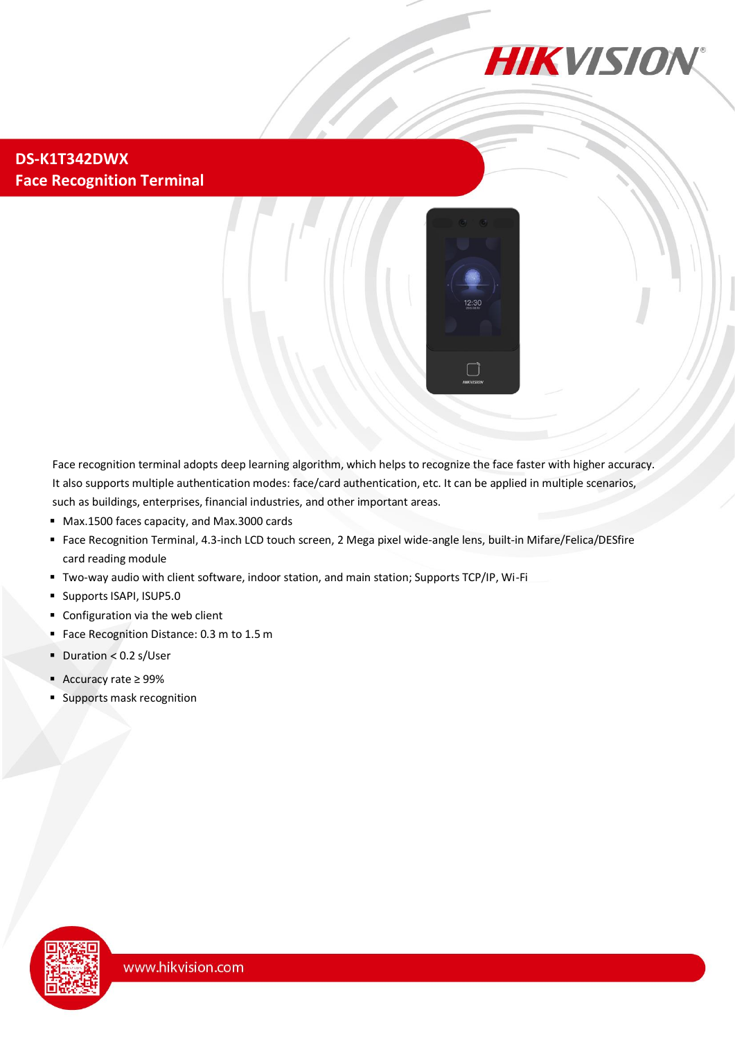# DS-K1T342DWX
## Face Recognition Terminal

Face recognition terminal adopts deep learning algorithm, which helps to recognize the face faster with higher accuracy. It also supports multiple authentication modes: face/card authentication, etc. It can be applied in multiple scenarios, such as buildings, enterprises, financial industries, and other important areas.

- Max.1500 faces capacity, and Max.3000 cards
- Face Recognition Terminal, 4.3-inch LCD touch screen, 2 Mega pixel wide-angle lens, built-in Mifare/Felica/DESfire card reading module
- Two-way audio with client software, indoor station, and main station; Supports TCP/IP, Wi-Fi
- Supports ISAPI, ISUP5.0
- Configuration via the web client
- Face Recognition Distance: 0.3 m to 1.5 m
- Duration < 0.2 s/User
- Accuracy rate ≥ 99%
- Supports mask recognition

www.hikvision.com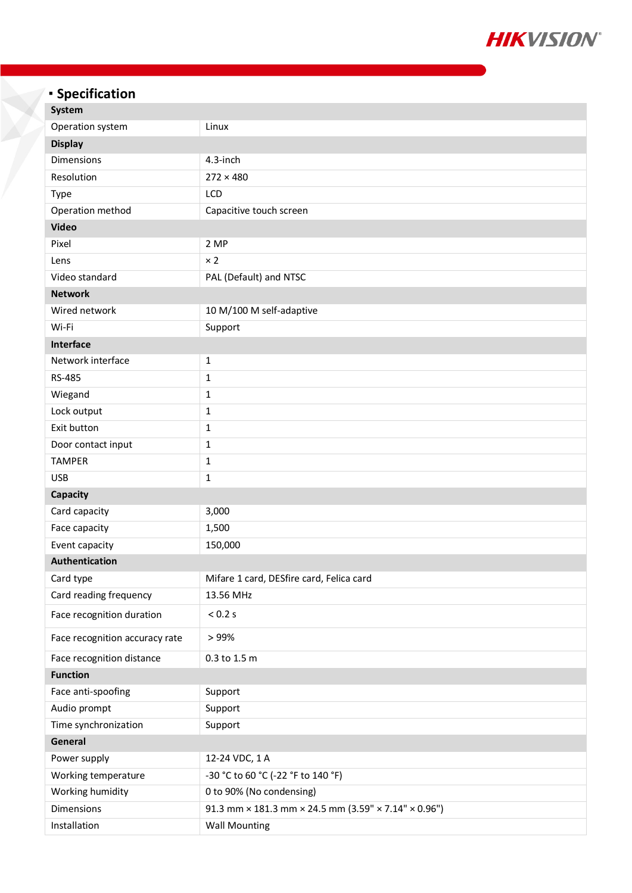## Specification

| System | |
|---|---|
| Operation system | Linux |
| **Display** | |
| Dimensions | 4.3-inch |
| Resolution | 272 × 480 |
| Type | LCD |
| Operation method | Capacitive touch screen |
| **Video** | |
| Pixel | 2 MP |
| Lens | × 2 |
| Video standard | PAL (Default) and NTSC |
| **Network** | |
| Wired network | 10 M/100 M self-adaptive |
| Wi-Fi | Support |
| **Interface** | |
| Network interface | 1 |
| RS-485 | 1 |
| Wiegand | 1 |
| Lock output | 1 |
| Exit button | 1 |
| Door contact input | 1 |
| TAMPER | 1 |
| USB | 1 |
| **Capacity** | |
| Card capacity | 3,000 |
| Face capacity | 1,500 |
| Event capacity | 150,000 |
| **Authentication** | |
| Card type | Mifare 1 card, DESfire card, Felica card |
| Card reading frequency | 13.56 MHz |
| Face recognition duration | < 0.2 s |
| Face recognition accuracy rate | > 99% |
| Face recognition distance | 0.3 to 1.5 m |
| **Function** | |
| Face anti-spoofing | Support |
| Audio prompt | Support |
| Time synchronization | Support |
| **General** | |
| Power supply | 12-24 VDC, 1 A |
| Working temperature | -30 °C to 60 °C (-22 °F to 140 °F) |
| Working humidity | 0 to 90% (No condensing) |
| Dimensions | 91.3 mm × 181.3 mm × 24.5 mm (3.59" × 7.14" × 0.96") |
| Installation | Wall Mounting |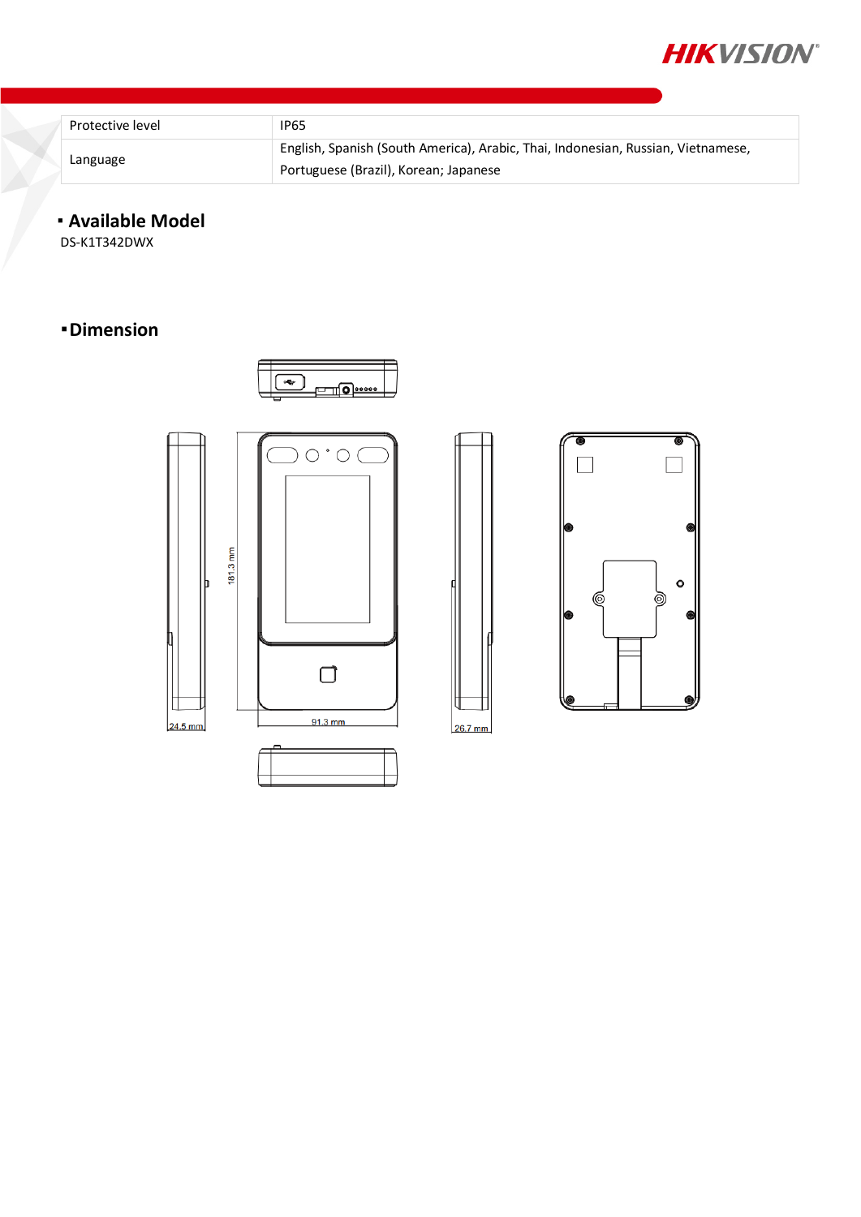| Protective level | IP65 |
|---|---|
| Language | English, Spanish (South America), Arabic, Thai, Indonesian, Russian, Vietnamese, Portuguese (Brazil), Korean; Japanese |

## Available Model

DS-K1T342DWX

## Dimension

181.3 mm

24.5 mm

91.3 mm

26.7 mm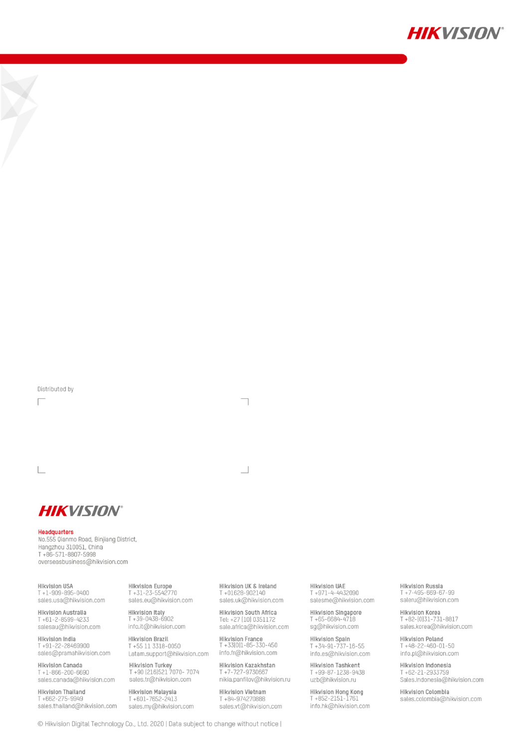Distributed by

**HIKVISION**

**Headquarters**
No.555 Qianmo Road, Binjiang District,
Hangzhou 310051, China
T +86-571-8807-5998
overseasbusiness@hikvision.com

**Hikvision USA**
T +1-909-895-0400
sales.usa@hikvision.com

**Hikvision Australia**
T +61-2-8599-4233
salesau@hikvision.com

**Hikvision India**
T +91-22-28469900
sales@pramahikvision.com

**Hikvision Canada**
T +1-866-200-6690
sales.canada@hikvision.com

**Hikvision Thailand**
T +662-275-9949
sales.thailand@hikvision.com

**Hikvision Europe**
T +31-23-5542770
sales.eu@hikvision.com

**Hikvision Italy**
T +39-0438-6902
info.it@hikvision.com

**Hikvision Brazil**
T +55 11 3318-0050
Latam.support@hikvision.com

**Hikvision Turkey**
T +90 (216)521 7070- 7074
sales.tr@hikvision.com

**Hikvision Malaysia**
T +601-7652-2413
sales.my@hikvision.com

**Hikvision UK & Ireland**
T +01628-902140
sales.uk@hikvision.com

**Hikvision South Africa**
Tel: +27 (10) 0351172
sale.africa@hikvision.com

**Hikvision France**
T +33(0)1-85-330-450
info.fr@hikvision.com

**Hikvision Kazakhstan**
T +7-727-9730667
nikia.panfilov@hikvision.ru

**Hikvision Vietnam**
T +84-974270888
sales.vt@hikvision.com

**Hikvision UAE**
T +971-4-4432090
salesme@hikvision.com

**Hikvision Singapore**
T +65-6684-4718
sg@hikvision.com

**Hikvision Spain**
T +34-91-737-16-55
info.es@hikvision.com

**Hikvision Tashkent**
T +99-87-1238-9438
uzb@hikvision.ru

**Hikvision Hong Kong**
T +852-2151-1761
info.hk@hikvision.com

**Hikvision Russia**
T +7-495-669-67-99
saleru@hikvision.com

**Hikvision Korea**
T +82-(0)31-731-8817
sales.korea@hikvision.com

**Hikvision Poland**
T +48-22-460-01-50
info.pl@hikvision.com

**Hikvision Indonesia**
T +62-21-2933759
Sales.Indonesia@hikvision.com

**Hikvision Colombia**
sales.colombia@hikvision.com

© Hikvision Digital Technology Co., Ltd. 2020 | Data subject to change without notice |